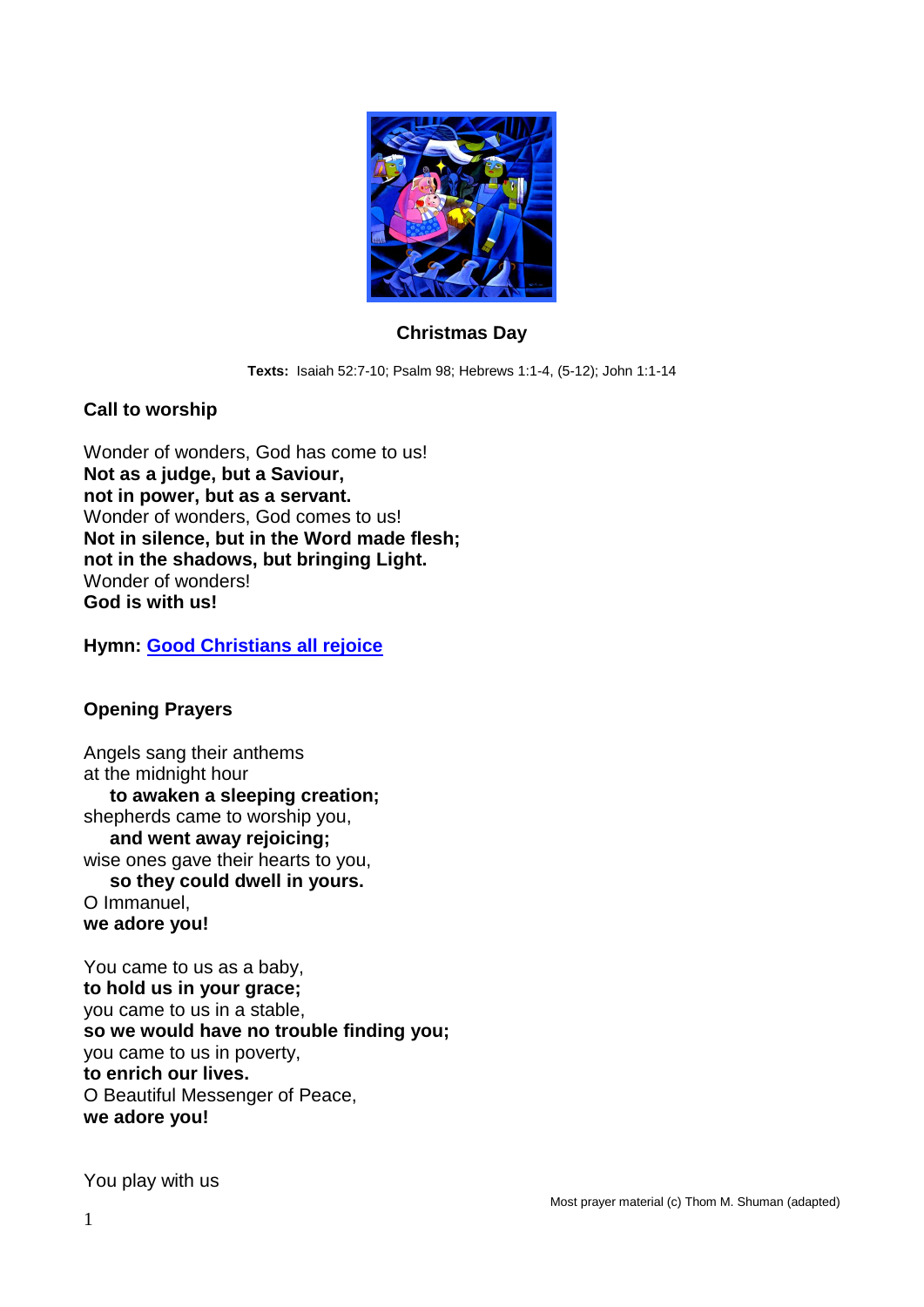## Christmas Day

**Texts:** Isaiah 52:7-10; Psalm 98; Hebrews 1:1-4, (5-12); John 1:1-14

### Call to worship

Wonder of wonders, God has come to us!
**Not as a judge, but a Saviour,**
**not in power, but as a servant.**
Wonder of wonders, God comes to us!
**Not in silence, but in the Word made flesh;**
**not in the shadows, but bringing Light.**
Wonder of wonders!
**God is with us!**

**Hymn: Good Christians all rejoice**

### Opening Prayers

Angels sang their anthems
at the midnight hour
**to awaken a sleeping creation;**
shepherds came to worship you,
**and went away rejoicing;**
wise ones gave their hearts to you,
**so they could dwell in yours.**
O Immanuel,
**we adore you!**

You came to us as a baby,
**to hold us in your grace;**
you came to us in a stable,
**so we would have no trouble finding you;**
you came to us in poverty,
**to enrich our lives.**
O Beautiful Messenger of Peace,
**we adore you!**

You play with us

Most prayer material (c) Thom M. Shuman (adapted)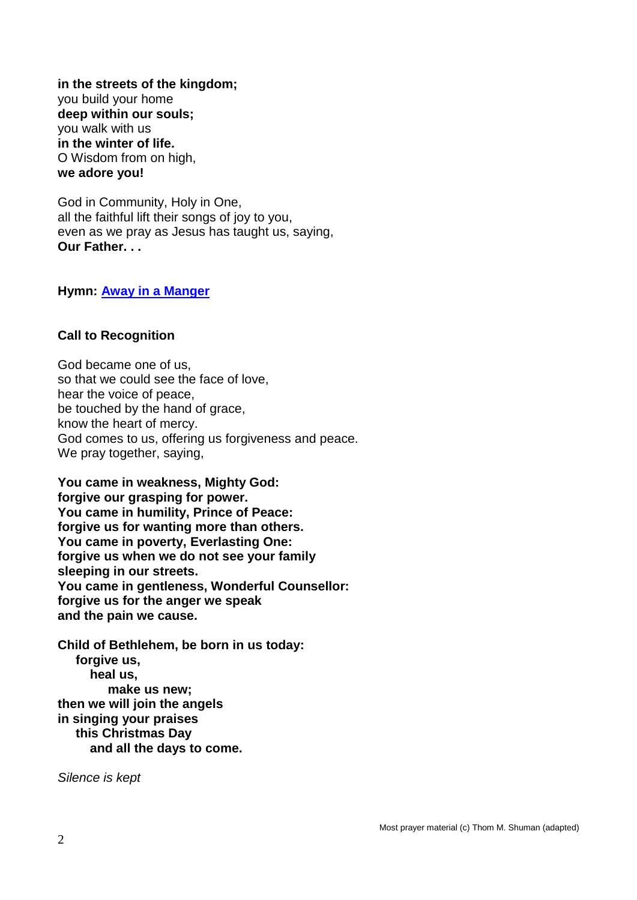**in the streets of the kingdom;**
you build your home
**deep within our souls;**
you walk with us
**in the winter of life.**
O Wisdom from on high,
**we adore you!**

God in Community, Holy in One,
all the faithful lift their songs of joy to you,
even as we pray as Jesus has taught us, saying,
**Our Father. . .**

**Hymn: [Away in a Manger]()**

**Call to Recognition**

God became one of us,
so that we could see the face of love,
hear the voice of peace,
be touched by the hand of grace,
know the heart of mercy.
God comes to us, offering us forgiveness and peace.
We pray together, saying,

**You came in weakness, Mighty God:**
**forgive our grasping for power.**
**You came in humility, Prince of Peace:**
**forgive us for wanting more than others.**
**You came in poverty, Everlasting One:**
**forgive us when we do not see your family**
**sleeping in our streets.**
**You came in gentleness, Wonderful Counsellor:**
**forgive us for the anger we speak**
**and the pain we cause.**

**Child of Bethlehem, be born in us today:**
**forgive us,**
**heal us,**
**make us new;**
**then we will join the angels**
**in singing your praises**
**this Christmas Day**
**and all the days to come.**

*Silence is kept*

Most prayer material (c) Thom M. Shuman (adapted)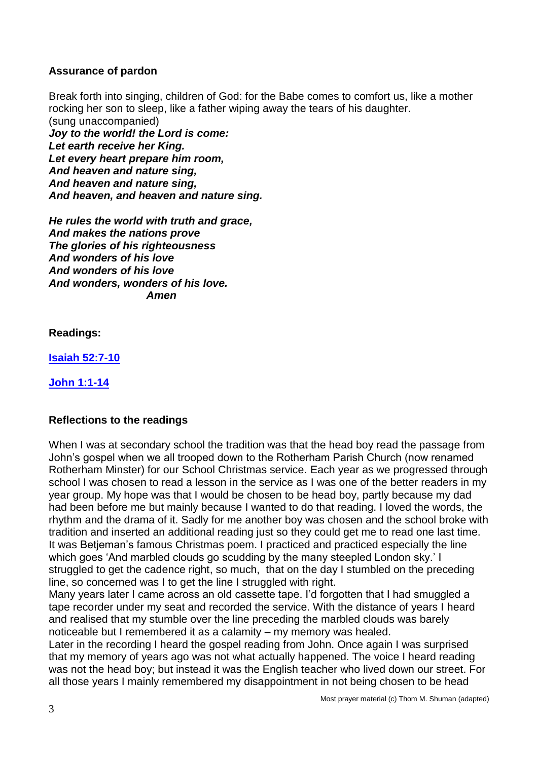**Assurance of pardon**

Break forth into singing, children of God: for the Babe comes to comfort us, like a mother rocking her son to sleep, like a father wiping away the tears of his daughter.
(sung unaccompanied)
***Joy to the world! the Lord is come:***
***Let earth receive her King.***
***Let every heart prepare him room,***
***And heaven and nature sing,***
***And heaven and nature sing,***
***And heaven, and heaven and nature sing.***

***He rules the world with truth and grace,***
***And makes the nations prove***
***The glories of his righteousness***
***And wonders of his love***
***And wonders of his love***
***And wonders, wonders of his love.***
***Amen***

**Readings:**

**[Isaiah 52:7-10]()**

**[John 1:1-14]()**

**Reflections to the readings**

When I was at secondary school the tradition was that the head boy read the passage from John's gospel when we all trooped down to the Rotherham Parish Church (now renamed Rotherham Minster) for our School Christmas service. Each year as we progressed through school I was chosen to read a lesson in the service as I was one of the better readers in my year group. My hope was that I would be chosen to be head boy, partly because my dad had been before me but mainly because I wanted to do that reading. I loved the words, the rhythm and the drama of it. Sadly for me another boy was chosen and the school broke with tradition and inserted an additional reading just so they could get me to read one last time. It was Betjeman's famous Christmas poem. I practiced and practiced especially the line which goes 'And marbled clouds go scudding by the many steepled London sky.' I struggled to get the cadence right, so much, that on the day I stumbled on the preceding line, so concerned was I to get the line I struggled with right.
Many years later I came across an old cassette tape. I'd forgotten that I had smuggled a tape recorder under my seat and recorded the service. With the distance of years I heard and realised that my stumble over the line preceding the marbled clouds was barely noticeable but I remembered it as a calamity – my memory was healed.
Later in the recording I heard the gospel reading from John. Once again I was surprised that my memory of years ago was not what actually happened. The voice I heard reading was not the head boy; but instead it was the English teacher who lived down our street. For all those years I mainly remembered my disappointment in not being chosen to be head

Most prayer material (c) Thom M. Shuman (adapted)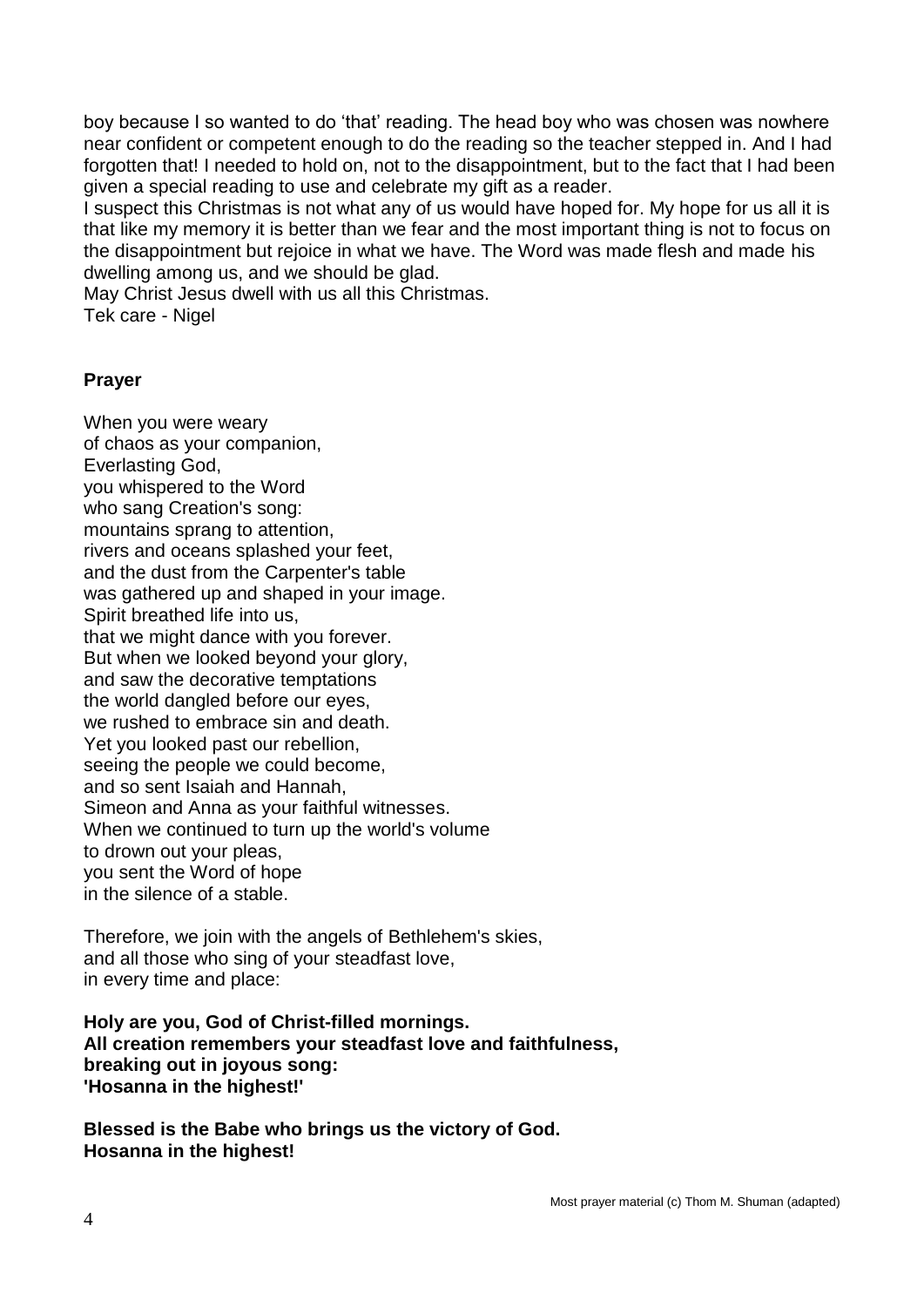boy because I so wanted to do 'that' reading. The head boy who was chosen was nowhere near confident or competent enough to do the reading so the teacher stepped in. And I had forgotten that! I needed to hold on, not to the disappointment, but to the fact that I had been given a special reading to use and celebrate my gift as a reader.

I suspect this Christmas is not what any of us would have hoped for. My hope for us all it is that like my memory it is better than we fear and the most important thing is not to focus on the disappointment but rejoice in what we have. The Word was made flesh and made his dwelling among us, and we should be glad.

May Christ Jesus dwell with us all this Christmas.

Tek care - Nigel

**Prayer**

When you were weary
of chaos as your companion,
Everlasting God,
you whispered to the Word
who sang Creation's song:
mountains sprang to attention,
rivers and oceans splashed your feet,
and the dust from the Carpenter's table
was gathered up and shaped in your image.
Spirit breathed life into us,
that we might dance with you forever.
But when we looked beyond your glory,
and saw the decorative temptations
the world dangled before our eyes,
we rushed to embrace sin and death.
Yet you looked past our rebellion,
seeing the people we could become,
and so sent Isaiah and Hannah,
Simeon and Anna as your faithful witnesses.
When we continued to turn up the world's volume
to drown out your pleas,
you sent the Word of hope
in the silence of a stable.

Therefore, we join with the angels of Bethlehem's skies,
and all those who sing of your steadfast love,
in every time and place:

**Holy are you, God of Christ-filled mornings.**
**All creation remembers your steadfast love and faithfulness,**
**breaking out in joyous song:**
**'Hosanna in the highest!'**

**Blessed is the Babe who brings us the victory of God.**
**Hosanna in the highest!**

Most prayer material (c) Thom M. Shuman (adapted)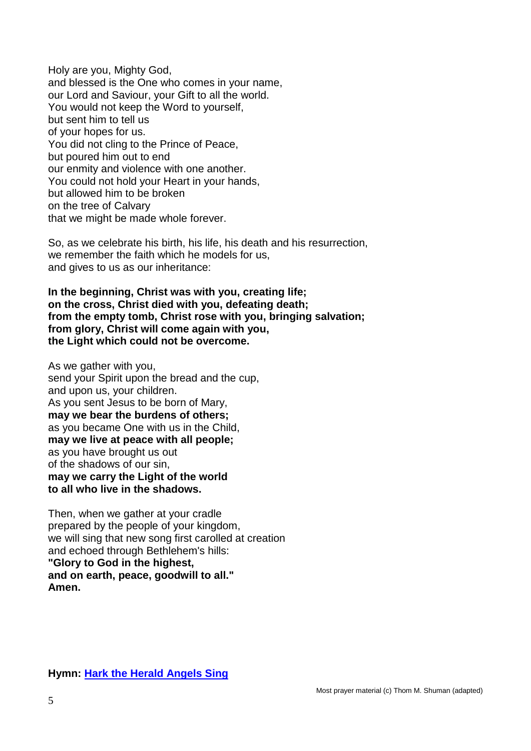Holy are you, Mighty God,
and blessed is the One who comes in your name,
our Lord and Saviour, your Gift to all the world.
You would not keep the Word to yourself,
but sent him to tell us
of your hopes for us.
You did not cling to the Prince of Peace,
but poured him out to end
our enmity and violence with one another.
You could not hold your Heart in your hands,
but allowed him to be broken
on the tree of Calvary
that we might be made whole forever.

So, as we celebrate his birth, his life, his death and his resurrection,
we remember the faith which he models for us,
and gives to us as our inheritance:

**In the beginning, Christ was with you, creating life;**
**on the cross, Christ died with you, defeating death;**
**from the empty tomb, Christ rose with you, bringing salvation;**
**from glory, Christ will come again with you,**
**the Light which could not be overcome.**

As we gather with you,
send your Spirit upon the bread and the cup,
and upon us, your children.
As you sent Jesus to be born of Mary,
**may we bear the burdens of others;**
as you became One with us in the Child,
**may we live at peace with all people;**
as you have brought us out
of the shadows of our sin,
**may we carry the Light of the world**
**to all who live in the shadows.**

Then, when we gather at your cradle
prepared by the people of your kingdom,
we will sing that new song first carolled at creation
and echoed through Bethlehem's hills:
**"Glory to God in the highest,**
**and on earth, peace, goodwill to all."**
**Amen.**

**Hymn: Hark the Herald Angels Sing**

Most prayer material (c) Thom M. Shuman (adapted)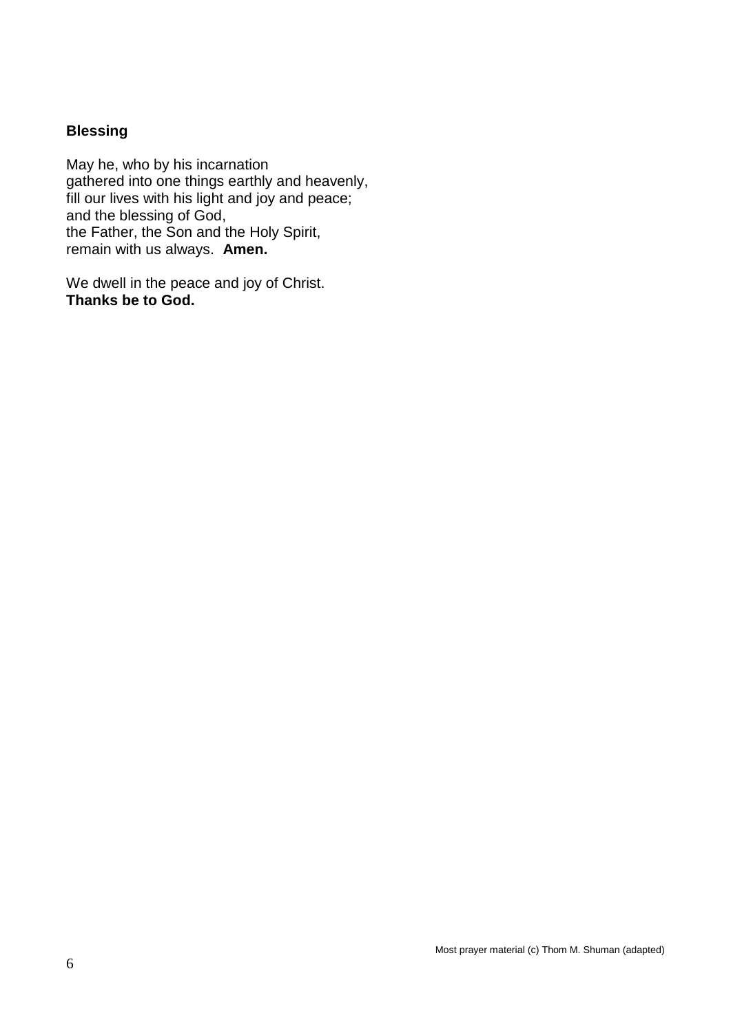**Blessing**

May he, who by his incarnation
gathered into one things earthly and heavenly,
fill our lives with his light and joy and peace;
and the blessing of God,
the Father, the Son and the Holy Spirit,
remain with us always. **Amen.**

We dwell in the peace and joy of Christ.
**Thanks be to God.**

Most prayer material (c) Thom M. Shuman (adapted)